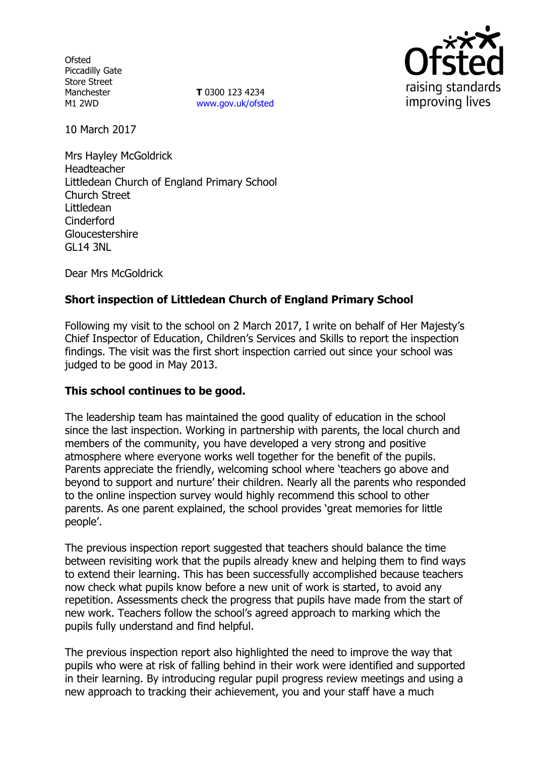Ofsted
Piccadilly Gate
Store Street
Manchester
M1 2WD

**T** 0300 123 4234
www.gov.uk/ofsted

10 March 2017

Mrs Hayley McGoldrick
Headteacher
Littledean Church of England Primary School
Church Street
Littledean
Cinderford
Gloucestershire
GL14 3NL

Dear Mrs McGoldrick

**Short inspection of Littledean Church of England Primary School**

Following my visit to the school on 2 March 2017, I write on behalf of Her Majesty's Chief Inspector of Education, Children's Services and Skills to report the inspection findings. The visit was the first short inspection carried out since your school was judged to be good in May 2013.

**This school continues to be good.**

The leadership team has maintained the good quality of education in the school since the last inspection. Working in partnership with parents, the local church and members of the community, you have developed a very strong and positive atmosphere where everyone works well together for the benefit of the pupils. Parents appreciate the friendly, welcoming school where 'teachers go above and beyond to support and nurture' their children. Nearly all the parents who responded to the online inspection survey would highly recommend this school to other parents. As one parent explained, the school provides 'great memories for little people'.

The previous inspection report suggested that teachers should balance the time between revisiting work that the pupils already knew and helping them to find ways to extend their learning. This has been successfully accomplished because teachers now check what pupils know before a new unit of work is started, to avoid any repetition. Assessments check the progress that pupils have made from the start of new work. Teachers follow the school's agreed approach to marking which the pupils fully understand and find helpful.

The previous inspection report also highlighted the need to improve the way that pupils who were at risk of falling behind in their work were identified and supported in their learning. By introducing regular pupil progress review meetings and using a new approach to tracking their achievement, you and your staff have a much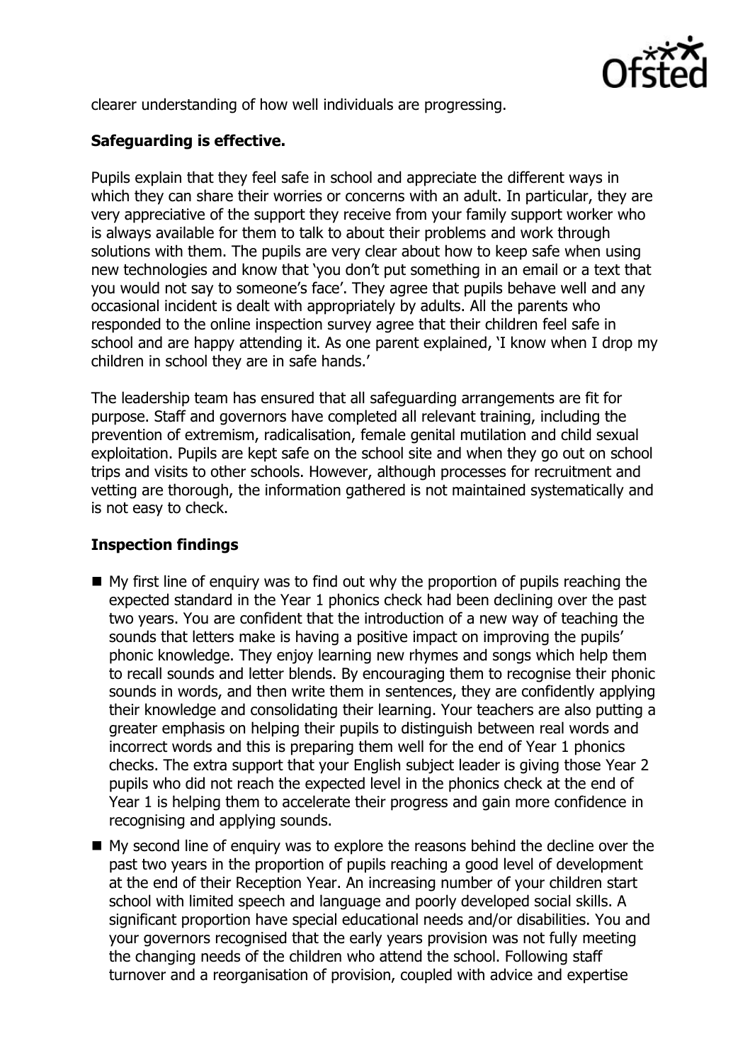clearer understanding of how well individuals are progressing.

**Safeguarding is effective.**

Pupils explain that they feel safe in school and appreciate the different ways in which they can share their worries or concerns with an adult. In particular, they are very appreciative of the support they receive from your family support worker who is always available for them to talk to about their problems and work through solutions with them. The pupils are very clear about how to keep safe when using new technologies and know that 'you don't put something in an email or a text that you would not say to someone's face'. They agree that pupils behave well and any occasional incident is dealt with appropriately by adults. All the parents who responded to the online inspection survey agree that their children feel safe in school and are happy attending it. As one parent explained, 'I know when I drop my children in school they are in safe hands.'

The leadership team has ensured that all safeguarding arrangements are fit for purpose. Staff and governors have completed all relevant training, including the prevention of extremism, radicalisation, female genital mutilation and child sexual exploitation. Pupils are kept safe on the school site and when they go out on school trips and visits to other schools. However, although processes for recruitment and vetting are thorough, the information gathered is not maintained systematically and is not easy to check.

**Inspection findings**

- My first line of enquiry was to find out why the proportion of pupils reaching the expected standard in the Year 1 phonics check had been declining over the past two years. You are confident that the introduction of a new way of teaching the sounds that letters make is having a positive impact on improving the pupils' phonic knowledge. They enjoy learning new rhymes and songs which help them to recall sounds and letter blends. By encouraging them to recognise their phonic sounds in words, and then write them in sentences, they are confidently applying their knowledge and consolidating their learning. Your teachers are also putting a greater emphasis on helping their pupils to distinguish between real words and incorrect words and this is preparing them well for the end of Year 1 phonics checks. The extra support that your English subject leader is giving those Year 2 pupils who did not reach the expected level in the phonics check at the end of Year 1 is helping them to accelerate their progress and gain more confidence in recognising and applying sounds.
- My second line of enquiry was to explore the reasons behind the decline over the past two years in the proportion of pupils reaching a good level of development at the end of their Reception Year. An increasing number of your children start school with limited speech and language and poorly developed social skills. A significant proportion have special educational needs and/or disabilities. You and your governors recognised that the early years provision was not fully meeting the changing needs of the children who attend the school. Following staff turnover and a reorganisation of provision, coupled with advice and expertise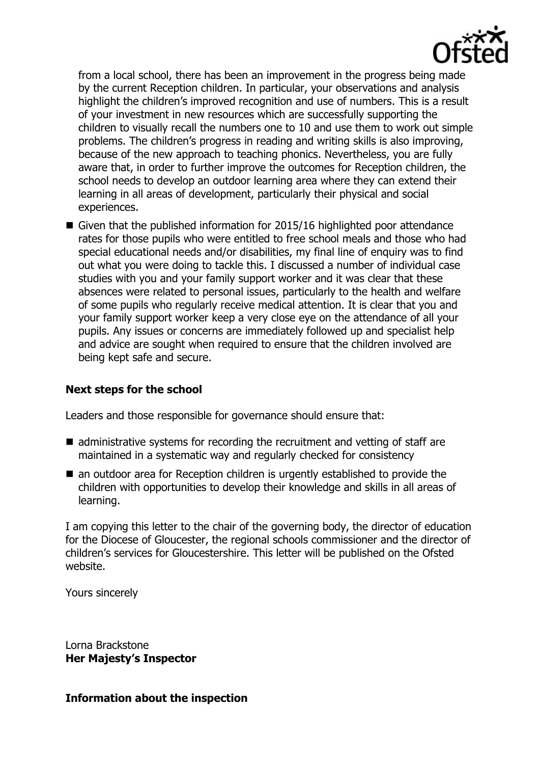from a local school, there has been an improvement in the progress being made by the current Reception children. In particular, your observations and analysis highlight the children's improved recognition and use of numbers. This is a result of your investment in new resources which are successfully supporting the children to visually recall the numbers one to 10 and use them to work out simple problems. The children's progress in reading and writing skills is also improving, because of the new approach to teaching phonics. Nevertheless, you are fully aware that, in order to further improve the outcomes for Reception children, the school needs to develop an outdoor learning area where they can extend their learning in all areas of development, particularly their physical and social experiences.

- Given that the published information for 2015/16 highlighted poor attendance rates for those pupils who were entitled to free school meals and those who had special educational needs and/or disabilities, my final line of enquiry was to find out what you were doing to tackle this. I discussed a number of individual case studies with you and your family support worker and it was clear that these absences were related to personal issues, particularly to the health and welfare of some pupils who regularly receive medical attention. It is clear that you and your family support worker keep a very close eye on the attendance of all your pupils. Any issues or concerns are immediately followed up and specialist help and advice are sought when required to ensure that the children involved are being kept safe and secure.

### Next steps for the school

Leaders and those responsible for governance should ensure that:

- administrative systems for recording the recruitment and vetting of staff are maintained in a systematic way and regularly checked for consistency
- an outdoor area for Reception children is urgently established to provide the children with opportunities to develop their knowledge and skills in all areas of learning.

I am copying this letter to the chair of the governing body, the director of education for the Diocese of Gloucester, the regional schools commissioner and the director of children's services for Gloucestershire. This letter will be published on the Ofsted website.

Yours sincerely

Lorna Brackstone
**Her Majesty's Inspector**

### Information about the inspection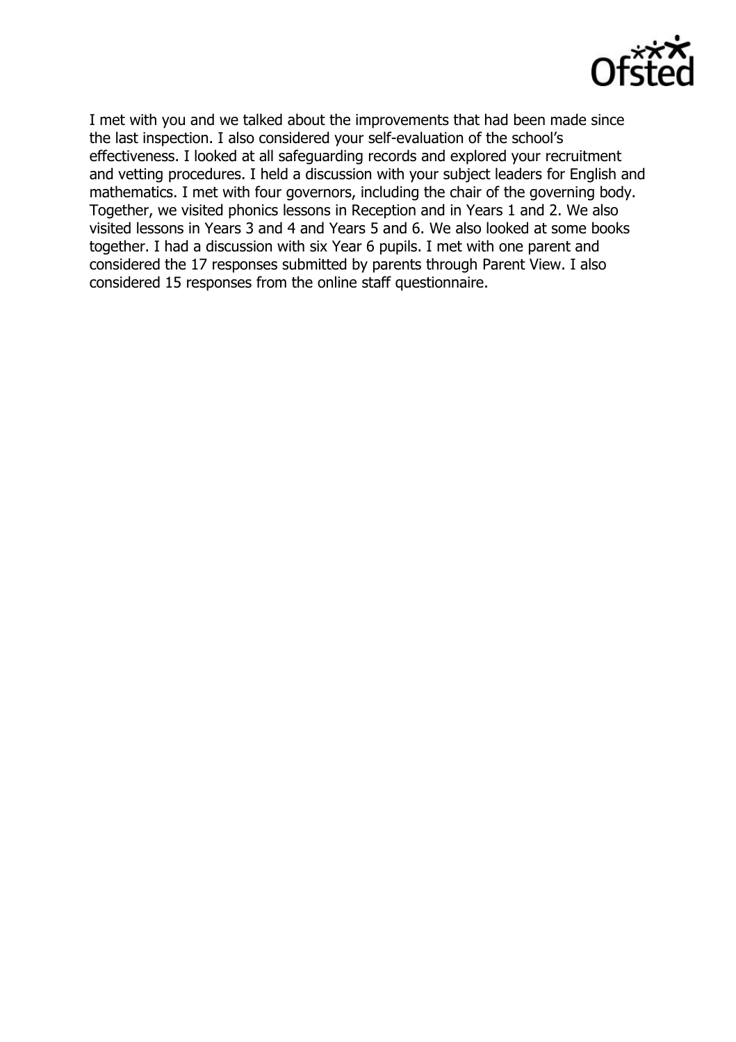I met with you and we talked about the improvements that had been made since the last inspection. I also considered your self-evaluation of the school's effectiveness. I looked at all safeguarding records and explored your recruitment and vetting procedures. I held a discussion with your subject leaders for English and mathematics. I met with four governors, including the chair of the governing body. Together, we visited phonics lessons in Reception and in Years 1 and 2. We also visited lessons in Years 3 and 4 and Years 5 and 6. We also looked at some books together. I had a discussion with six Year 6 pupils. I met with one parent and considered the 17 responses submitted by parents through Parent View. I also considered 15 responses from the online staff questionnaire.